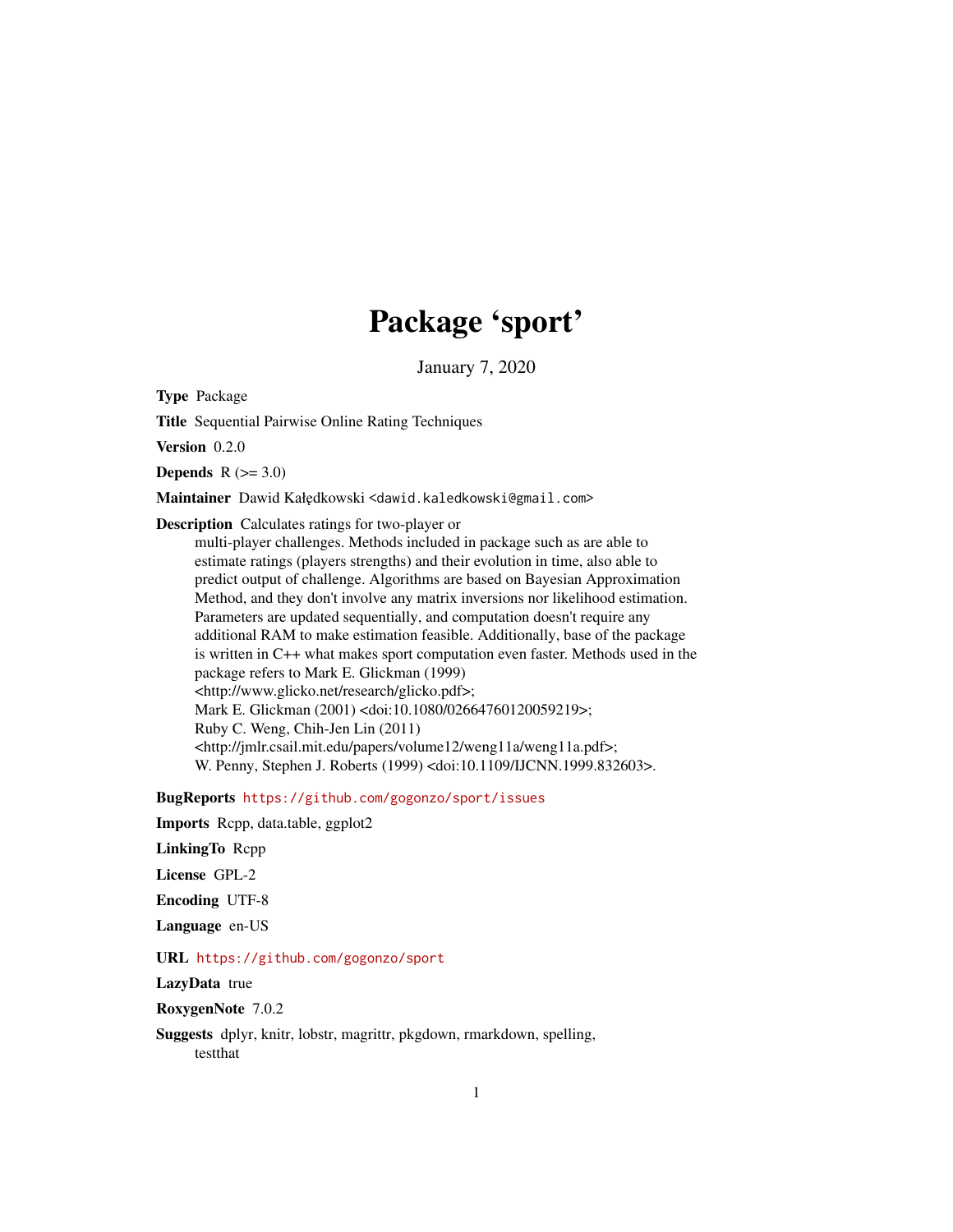# Package 'sport'

January 7, 2020

**Type** Package

**Title** Sequential Pairwise Online Rating Techniques

**Version** 0.2.0

**Depends** R (>= 3.0)

**Maintainer** Dawid Kałędkowski <dawid.kaledkowski@gmail.com>

**Description** Calculates ratings for two-player or multi-player challenges. Methods included in package such as are able to estimate ratings (players strengths) and their evolution in time, also able to predict output of challenge. Algorithms are based on Bayesian Approximation Method, and they don't involve any matrix inversions nor likelihood estimation. Parameters are updated sequentially, and computation doesn't require any additional RAM to make estimation feasible. Additionally, base of the package is written in C++ what makes sport computation even faster. Methods used in the package refers to Mark E. Glickman (1999) <http://www.glicko.net/research/glicko.pdf>; Mark E. Glickman (2001) <doi:10.1080/02664760120059219>; Ruby C. Weng, Chih-Jen Lin (2011) <http://jmlr.csail.mit.edu/papers/volume12/weng11a/weng11a.pdf>; W. Penny, Stephen J. Roberts (1999) <doi:10.1109/IJCNN.1999.832603>.

**BugReports** https://github.com/gogonzo/sport/issues

**Imports** Rcpp, data.table, ggplot2

**LinkingTo** Rcpp

**License** GPL-2

**Encoding** UTF-8

**Language** en-US

**URL** https://github.com/gogonzo/sport

**LazyData** true

**RoxygenNote** 7.0.2

**Suggests** dplyr, knitr, lobstr, magrittr, pkgdown, rmarkdown, spelling, testthat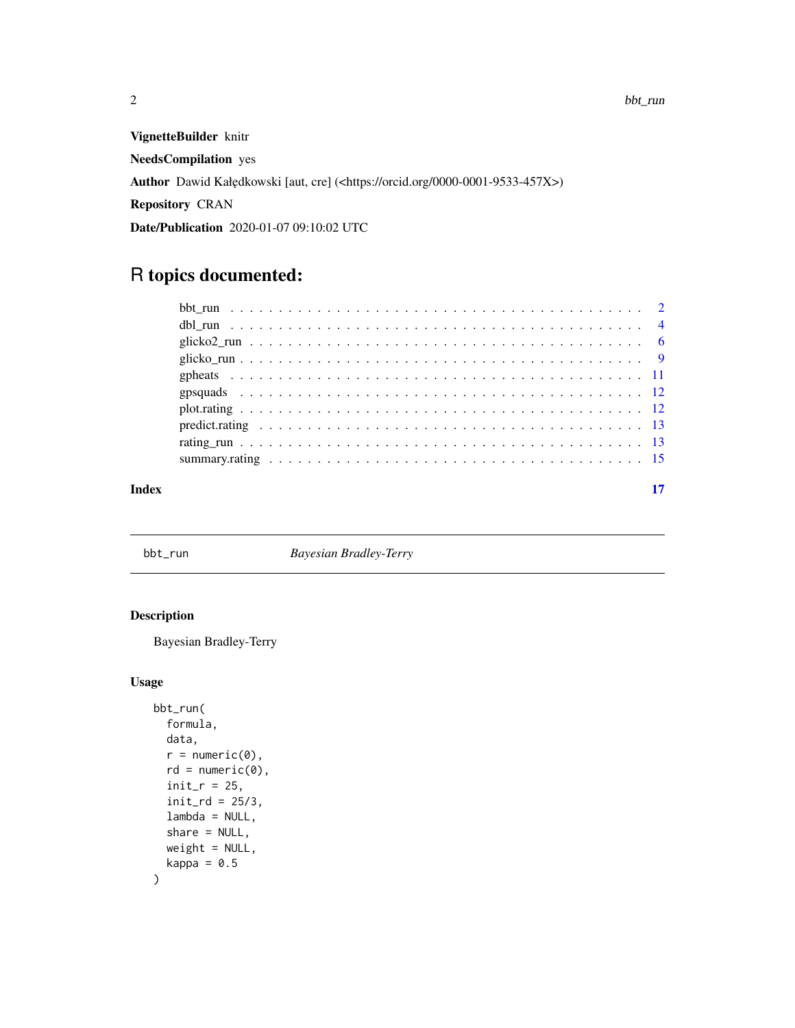**VignetteBuilder** knitr

**NeedsCompilation** yes

**Author** Dawid Kałędkowski [aut, cre] (<https://orcid.org/0000-0001-9533-457X>)

**Repository** CRAN

**Date/Publication** 2020-01-07 09:10:02 UTC

# R topics documented:

| | |
|---|---|
| bbt_run | 2 |
| dbl_run | 4 |
| glicko2_run | 6 |
| glicko_run | 9 |
| gpheats | 11 |
| gpsquads | 12 |
| plot.rating | 12 |
| predict.rating | 13 |
| rating_run | 13 |
| summary.rating | 15 |

**Index** 17

---

`bbt_run` *Bayesian Bradley-Terry*

---

## Description

Bayesian Bradley-Terry

## Usage

```
bbt_run(
  formula,
  data,
  r = numeric(0),
  rd = numeric(0),
  init_r = 25,
  init_rd = 25/3,
  lambda = NULL,
  share = NULL,
  weight = NULL,
  kappa = 0.5
)
```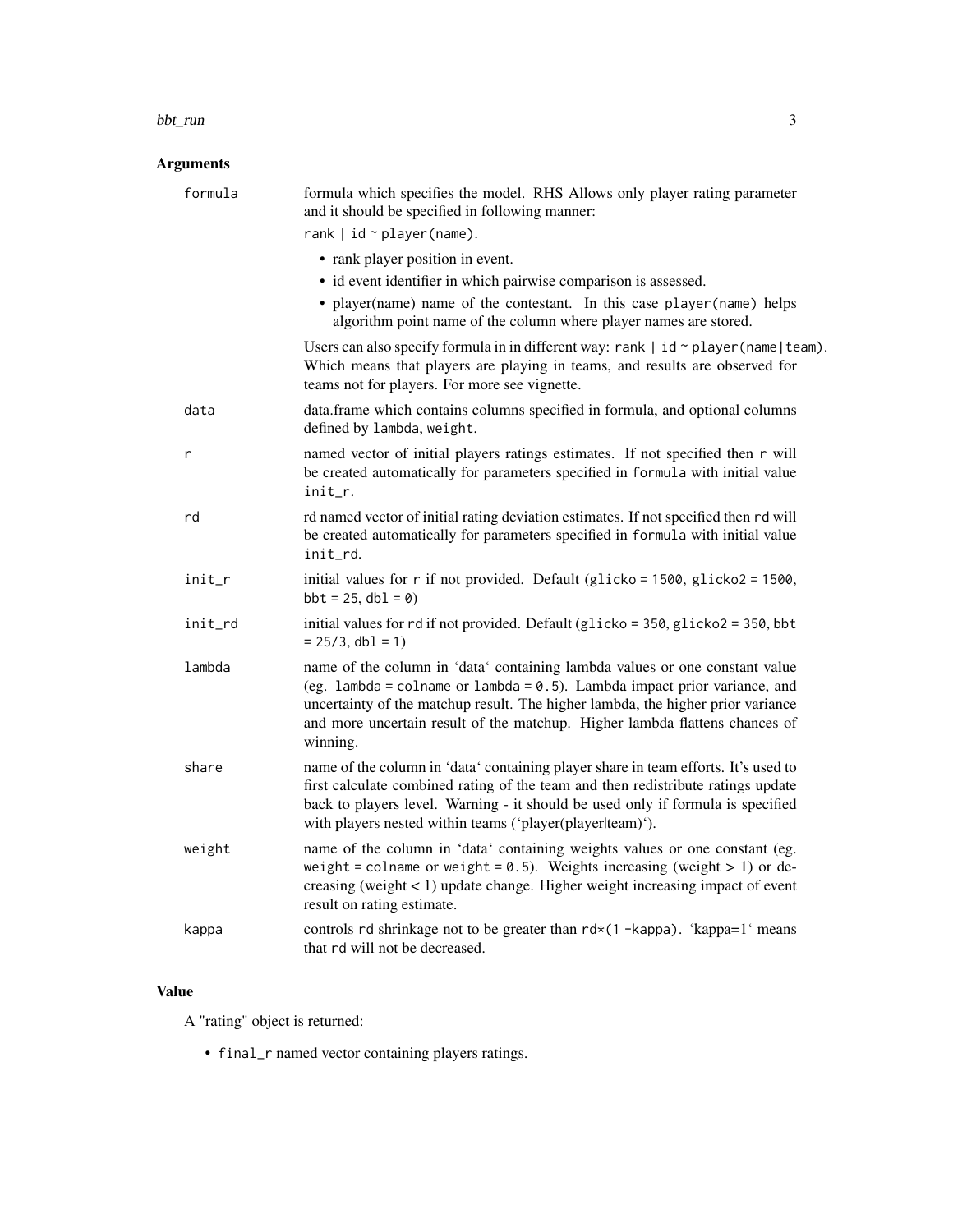## Arguments

| | |
|---|---|
| `formula` | formula which specifies the model. RHS Allows only player rating parameter and it should be specified in following manner:<br>`rank \| id ~ player(name)`.<br>• rank player position in event.<br>• id event identifier in which pairwise comparison is assessed.<br>• player(name) name of the contestant. In this case `player(name)` helps algorithm point name of the column where player names are stored.<br>Users can also specify formula in in different way: `rank \| id ~ player(name\|team)`. Which means that players are playing in teams, and results are observed for teams not for players. For more see vignette. |
| `data` | data.frame which contains columns specified in formula, and optional columns defined by `lambda`, `weight`. |
| `r` | named vector of initial players ratings estimates. If not specified then `r` will be created automatically for parameters specified in `formula` with initial value `init_r`. |
| `rd` | rd named vector of initial rating deviation estimates. If not specified then `rd` will be created automatically for parameters specified in `formula` with initial value `init_rd`. |
| `init_r` | initial values for `r` if not provided. Default (`glicko = 1500`, `glicko2 = 1500`, `bbt = 25`, `dbl = 0`) |
| `init_rd` | initial values for `rd` if not provided. Default (`glicko = 350`, `glicko2 = 350`, `bbt = 25/3`, `dbl = 1`) |
| `lambda` | name of the column in 'data' containing lambda values or one constant value (eg. `lambda = colname` or `lambda = 0.5`). Lambda impact prior variance, and uncertainty of the matchup result. The higher lambda, the higher prior variance and more uncertain result of the matchup. Higher lambda flattens chances of winning. |
| `share` | name of the column in 'data' containing player share in team efforts. It's used to first calculate combined rating of the team and then redistribute ratings update back to players level. Warning - it should be used only if formula is specified with players nested within teams ('player(player\|team)'). |
| `weight` | name of the column in 'data' containing weights values or one constant (eg. `weight = colname` or `weight = 0.5`). Weights increasing (weight > 1) or decreasing (weight < 1) update change. Higher weight increasing impact of event result on rating estimate. |
| `kappa` | controls `rd` shrinkage not to be greater than `rd*(1 -kappa)`. 'kappa=1' means that `rd` will not be decreased. |

## Value

A "rating" object is returned:

- `final_r` named vector containing players ratings.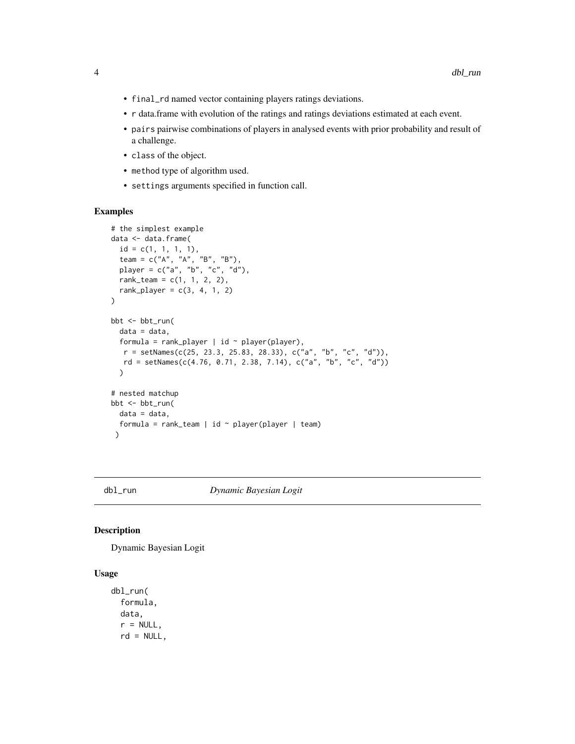- `final_rd` named vector containing players ratings deviations.
- `r` data.frame with evolution of the ratings and ratings deviations estimated at each event.
- `pairs` pairwise combinations of players in analysed events with prior probability and result of a challenge.
- `class` of the object.
- `method` type of algorithm used.
- `settings` arguments specified in function call.

### Examples

```
# the simplest example
data <- data.frame(
  id = c(1, 1, 1, 1),
  team = c("A", "A", "B", "B"),
  player = c("a", "b", "c", "d"),
  rank_team = c(1, 1, 2, 2),
  rank_player = c(3, 4, 1, 2)
)

bbt <- bbt_run(
  data = data,
  formula = rank_player | id ~ player(player),
   r = setNames(c(25, 23.3, 25.83, 28.33), c("a", "b", "c", "d")),
   rd = setNames(c(4.76, 0.71, 2.38, 7.14), c("a", "b", "c", "d"))
  )

# nested matchup
bbt <- bbt_run(
  data = data,
  formula = rank_team | id ~ player(player | team)
 )
```

---

## dbl_run *Dynamic Bayesian Logit*

### Description

Dynamic Bayesian Logit

### Usage

```
dbl_run(
  formula,
  data,
  r = NULL,
  rd = NULL,
```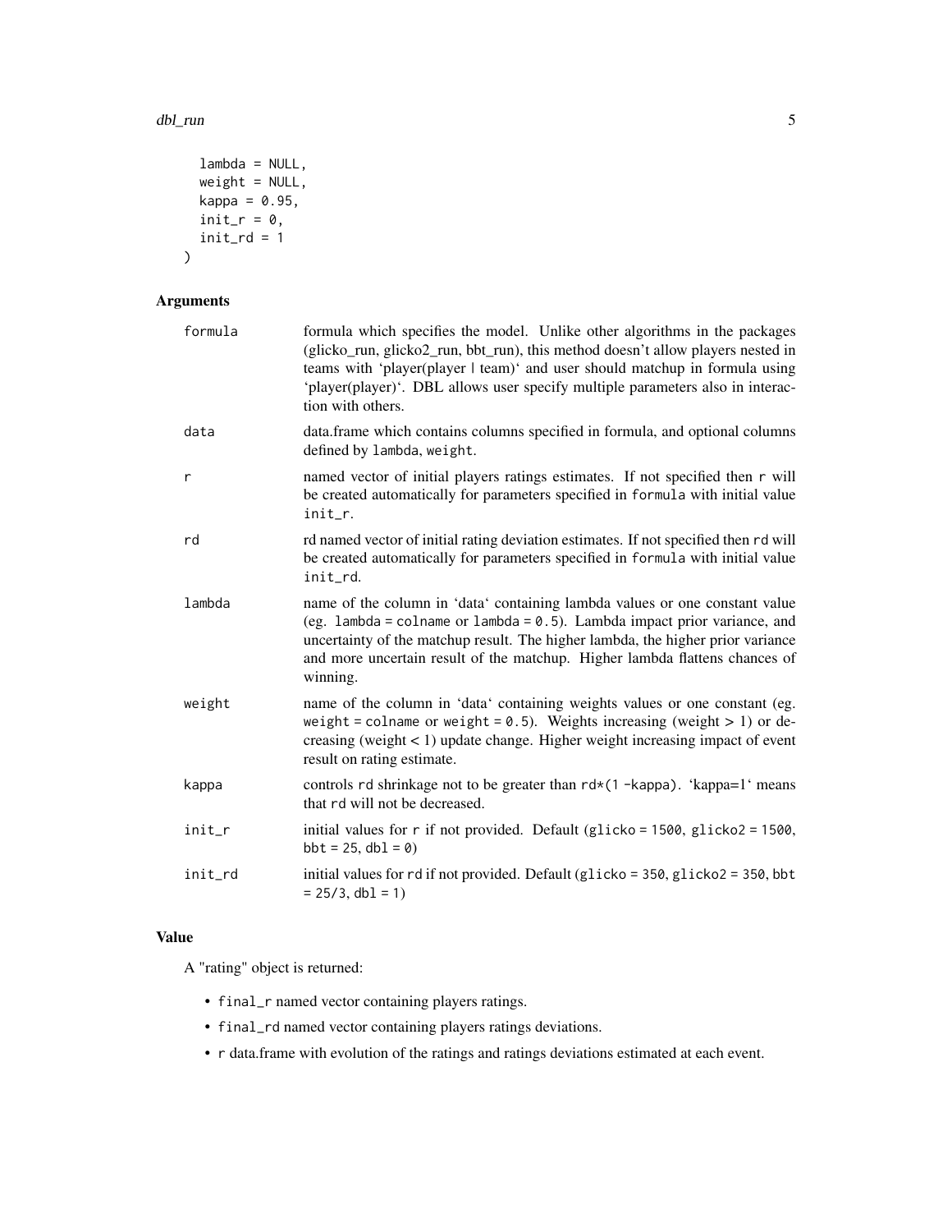```
  lambda = NULL,
  weight = NULL,
  kappa = 0.95,
  init_r = 0,
  init_rd = 1
)
```

## Arguments

| | |
|---|---|
| formula | formula which specifies the model. Unlike other algorithms in the packages (glicko_run, glicko2_run, bbt_run), this method doesn't allow players nested in teams with 'player(player \| team)' and user should matchup in formula using 'player(player)'. DBL allows user specify multiple parameters also in interaction with others. |
| data | data.frame which contains columns specified in formula, and optional columns defined by `lambda`, `weight`. |
| r | named vector of initial players ratings estimates. If not specified then `r` will be created automatically for parameters specified in `formula` with initial value `init_r`. |
| rd | rd named vector of initial rating deviation estimates. If not specified then `rd` will be created automatically for parameters specified in `formula` with initial value `init_rd`. |
| lambda | name of the column in 'data' containing lambda values or one constant value (eg. `lambda = colname` or `lambda = 0.5`). Lambda impact prior variance, and uncertainty of the matchup result. The higher lambda, the higher prior variance and more uncertain result of the matchup. Higher lambda flattens chances of winning. |
| weight | name of the column in 'data' containing weights values or one constant (eg. `weight = colname` or `weight = 0.5`). Weights increasing (weight > 1) or decreasing (weight < 1) update change. Higher weight increasing impact of event result on rating estimate. |
| kappa | controls `rd` shrinkage not to be greater than `rd*(1 -kappa)`. 'kappa=1' means that `rd` will not be decreased. |
| init_r | initial values for `r` if not provided. Default (`glicko = 1500`, `glicko2 = 1500`, `bbt = 25`, `dbl = 0`) |
| init_rd | initial values for `rd` if not provided. Default (`glicko = 350`, `glicko2 = 350`, `bbt = 25/3`, `dbl = 1`) |

## Value

A "rating" object is returned:

- `final_r` named vector containing players ratings.
- `final_rd` named vector containing players ratings deviations.
- `r` data.frame with evolution of the ratings and ratings deviations estimated at each event.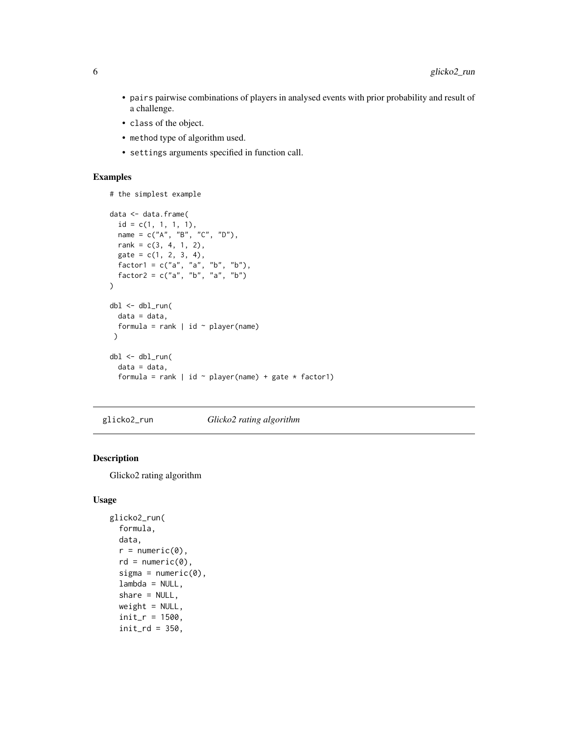- `pairs` pairwise combinations of players in analysed events with prior probability and result of a challenge.
- `class` of the object.
- `method` type of algorithm used.
- `settings` arguments specified in function call.

### Examples

```
# the simplest example

data <- data.frame(
  id = c(1, 1, 1, 1),
  name = c("A", "B", "C", "D"),
  rank = c(3, 4, 1, 2),
  gate = c(1, 2, 3, 4),
  factor1 = c("a", "a", "b", "b"),
  factor2 = c("a", "b", "a", "b")
)

dbl <- dbl_run(
  data = data,
  formula = rank | id ~ player(name)
 )

dbl <- dbl_run(
  data = data,
  formula = rank | id ~ player(name) + gate * factor1)
```

---

## glicko2_run *Glicko2 rating algorithm*

---

### Description

Glicko2 rating algorithm

### Usage

```
glicko2_run(
  formula,
  data,
  r = numeric(0),
  rd = numeric(0),
  sigma = numeric(0),
  lambda = NULL,
  share = NULL,
  weight = NULL,
  init_r = 1500,
  init_rd = 350,
```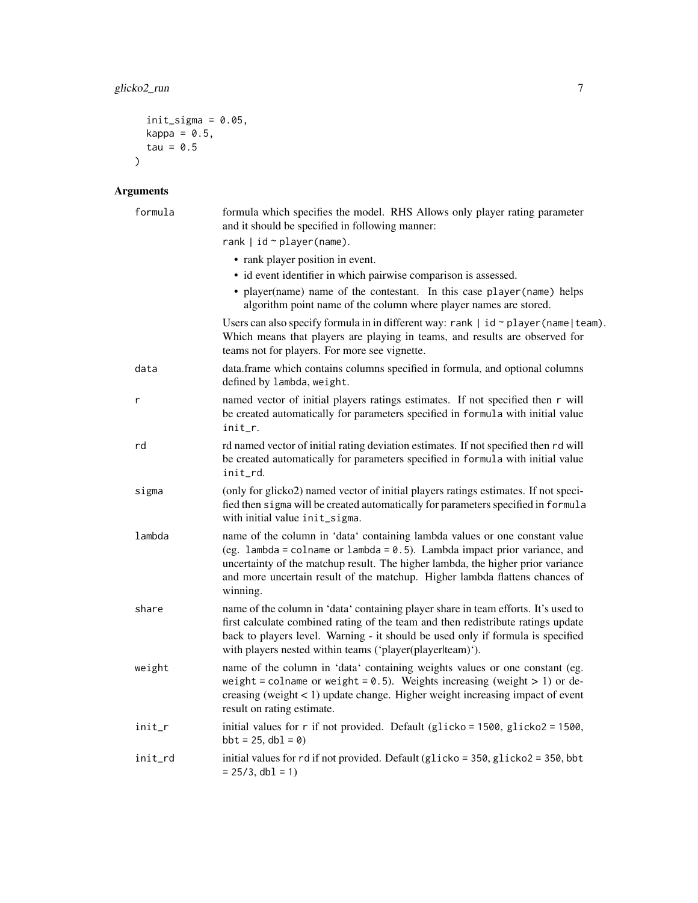```
  init_sigma = 0.05,
  kappa = 0.5,
  tau = 0.5
)
```

## Arguments

| | |
|---|---|
| formula | formula which specifies the model. RHS Allows only player rating parameter and it should be specified in following manner: `rank | id ~ player(name)`. <ul><li>rank player position in event.</li><li>id event identifier in which pairwise comparison is assessed.</li><li>player(name) name of the contestant. In this case `player(name)` helps algorithm point name of the column where player names are stored.</li></ul> Users can also specify formula in in different way: `rank | id ~ player(name|team)`. Which means that players are playing in teams, and results are observed for teams not for players. For more see vignette. |
| data | data.frame which contains columns specified in formula, and optional columns defined by `lambda`, `weight`. |
| r | named vector of initial players ratings estimates. If not specified then `r` will be created automatically for parameters specified in `formula` with initial value `init_r`. |
| rd | rd named vector of initial rating deviation estimates. If not specified then `rd` will be created automatically for parameters specified in `formula` with initial value `init_rd`. |
| sigma | (only for glicko2) named vector of initial players ratings estimates. If not specified then `sigma` will be created automatically for parameters specified in `formula` with initial value `init_sigma`. |
| lambda | name of the column in 'data' containing lambda values or one constant value (eg. `lambda = colname` or `lambda = 0.5`). Lambda impact prior variance, and uncertainty of the matchup result. The higher lambda, the higher prior variance and more uncertain result of the matchup. Higher lambda flattens chances of winning. |
| share | name of the column in 'data' containing player share in team efforts. It's used to first calculate combined rating of the team and then redistribute ratings update back to players level. Warning - it should be used only if formula is specified with players nested within teams ('player(player\|team)'). |
| weight | name of the column in 'data' containing weights values or one constant (eg. `weight = colname` or `weight = 0.5`). Weights increasing (weight > 1) or decreasing (weight < 1) update change. Higher weight increasing impact of event result on rating estimate. |
| init_r | initial values for `r` if not provided. Default (`glicko = 1500`, `glicko2 = 1500`, `bbt = 25`, `dbl = 0`) |
| init_rd | initial values for `rd` if not provided. Default (`glicko = 350`, `glicko2 = 350`, `bbt = 25/3`, `dbl = 1`) |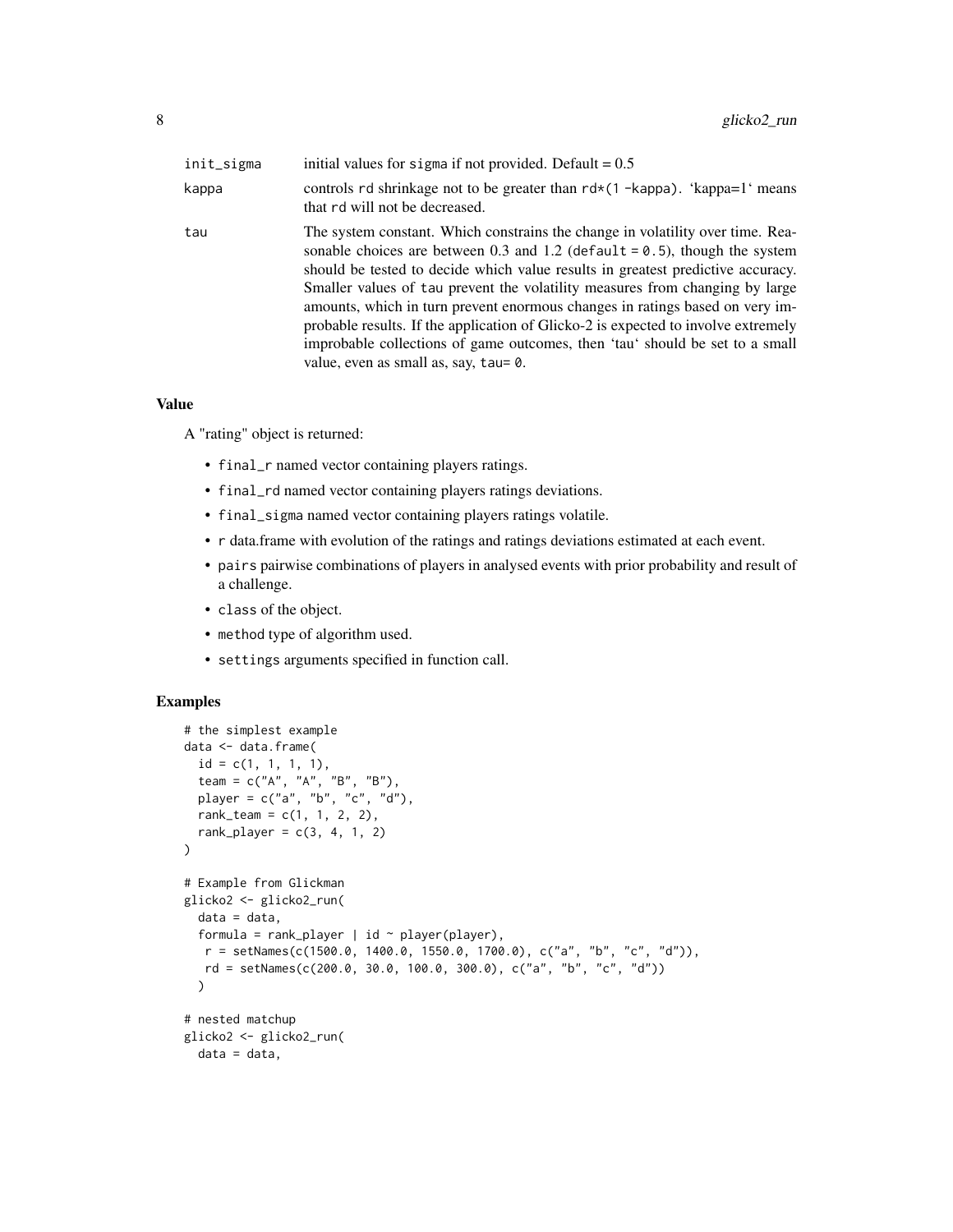| | |
|---|---|
| init_sigma | initial values for sigma if not provided. Default = 0.5 |
| kappa | controls rd shrinkage not to be greater than rd*(1 -kappa). 'kappa=1' means that rd will not be decreased. |
| tau | The system constant. Which constrains the change in volatility over time. Reasonable choices are between 0.3 and 1.2 (default = 0.5), though the system should be tested to decide which value results in greatest predictive accuracy. Smaller values of tau prevent the volatility measures from changing by large amounts, which in turn prevent enormous changes in ratings based on very improbable results. If the application of Glicko-2 is expected to involve extremely improbable collections of game outcomes, then 'tau' should be set to a small value, even as small as, say, tau= 0. |

## Value

A "rating" object is returned:

- final_r named vector containing players ratings.
- final_rd named vector containing players ratings deviations.
- final_sigma named vector containing players ratings volatile.
- r data.frame with evolution of the ratings and ratings deviations estimated at each event.
- pairs pairwise combinations of players in analysed events with prior probability and result of a challenge.
- class of the object.
- method type of algorithm used.
- settings arguments specified in function call.

## Examples

```
# the simplest example
data <- data.frame(
  id = c(1, 1, 1, 1),
  team = c("A", "A", "B", "B"),
  player = c("a", "b", "c", "d"),
  rank_team = c(1, 1, 2, 2),
  rank_player = c(3, 4, 1, 2)
)

# Example from Glickman
glicko2 <- glicko2_run(
  data = data,
  formula = rank_player | id ~ player(player),
   r = setNames(c(1500.0, 1400.0, 1550.0, 1700.0), c("a", "b", "c", "d")),
   rd = setNames(c(200.0, 30.0, 100.0, 300.0), c("a", "b", "c", "d"))
  )

# nested matchup
glicko2 <- glicko2_run(
  data = data,
```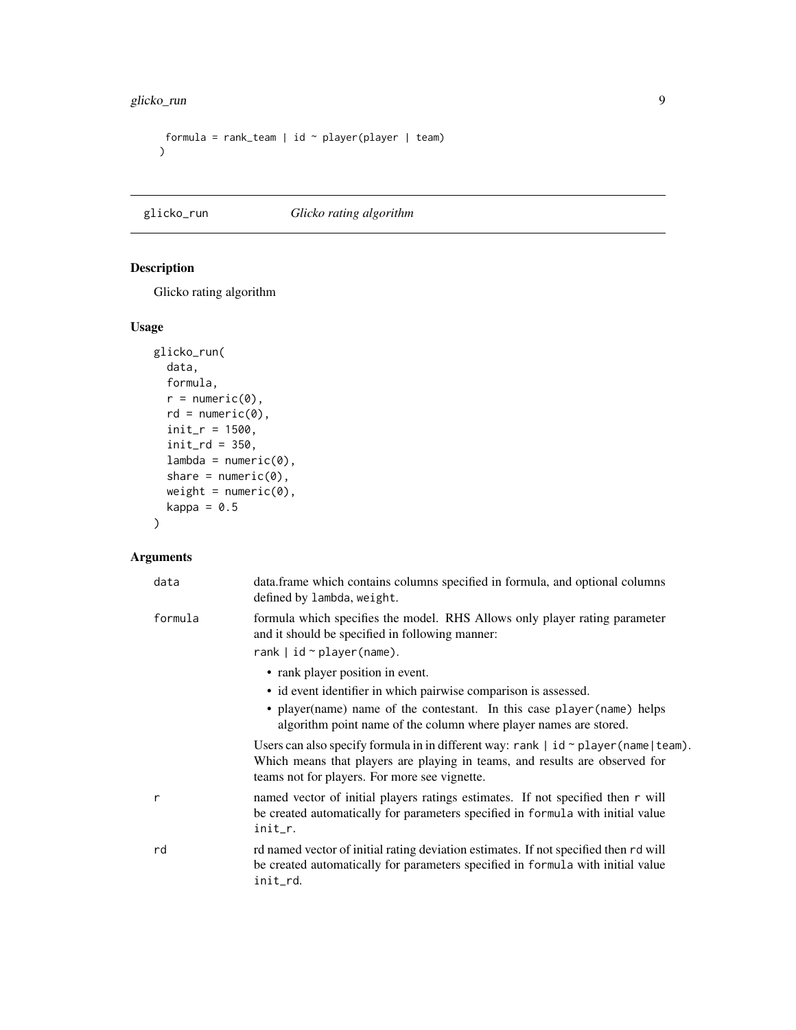```
  formula = rank_team | id ~ player(player | team)
)
```

## glicko_run — *Glicko rating algorithm*

### Description

Glicko rating algorithm

### Usage

```
glicko_run(
  data,
  formula,
  r = numeric(0),
  rd = numeric(0),
  init_r = 1500,
  init_rd = 350,
  lambda = numeric(0),
  share = numeric(0),
  weight = numeric(0),
  kappa = 0.5
)
```

### Arguments

| Argument | Description |
| --- | --- |
| `data` | data.frame which contains columns specified in formula, and optional columns defined by `lambda`, `weight`. |
| `formula` | formula which specifies the model. RHS Allows only player rating parameter and it should be specified in following manner: `rank | id ~ player(name)`. <br> • rank player position in event. <br> • id event identifier in which pairwise comparison is assessed. <br> • player(name) name of the contestant. In this case `player(name)` helps algorithm point name of the column where player names are stored. <br> Users can also specify formula in in different way: `rank | id ~ player(name|team)`. Which means that players are playing in teams, and results are observed for teams not for players. For more see vignette. |
| `r` | named vector of initial players ratings estimates. If not specified then `r` will be created automatically for parameters specified in `formula` with initial value `init_r`. |
| `rd` | rd named vector of initial rating deviation estimates. If not specified then `rd` will be created automatically for parameters specified in `formula` with initial value `init_rd`. |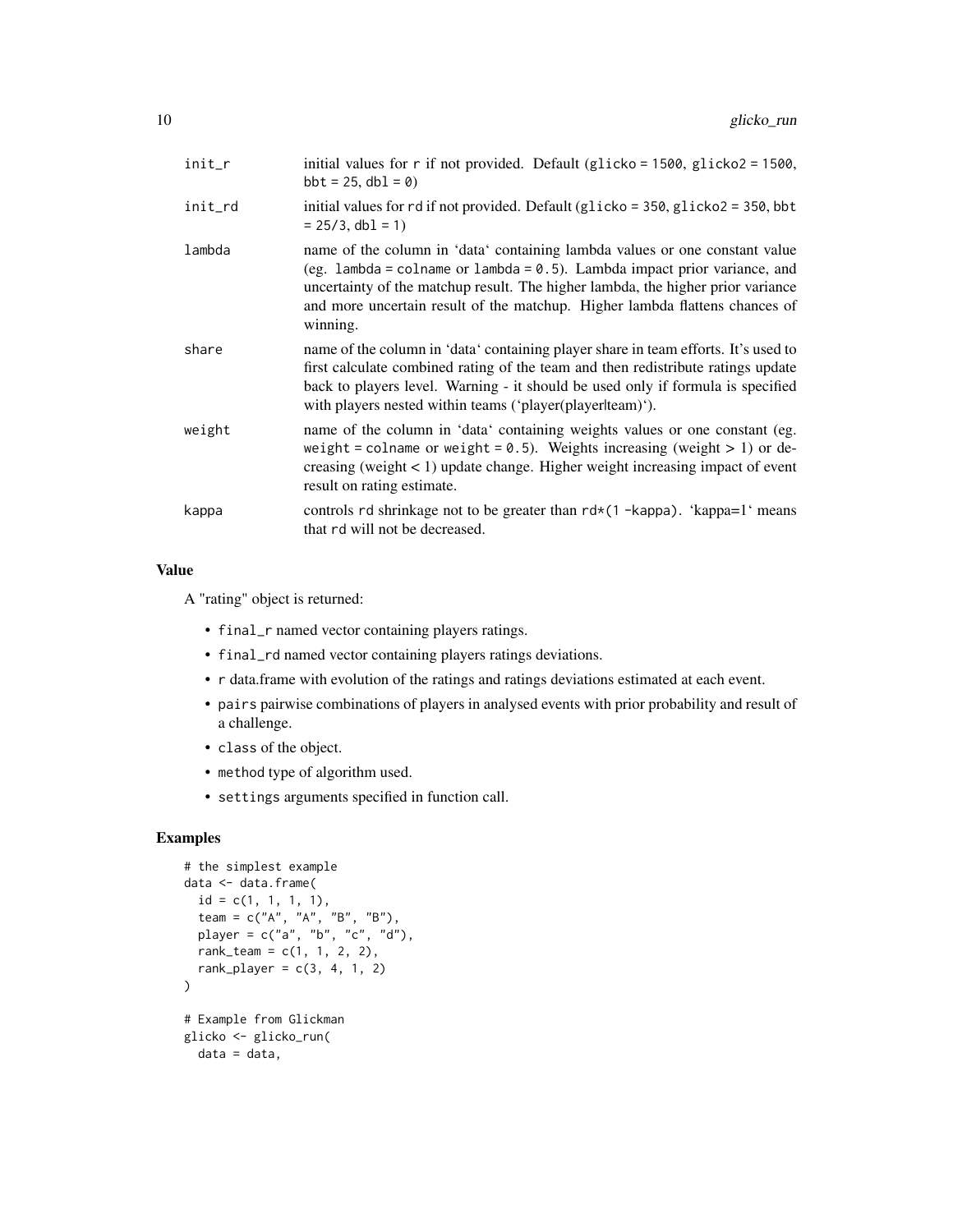| | |
|---|---|
| init_r | initial values for r if not provided. Default (glicko = 1500, glicko2 = 1500, bbt = 25, dbl = 0) |
| init_rd | initial values for rd if not provided. Default (glicko = 350, glicko2 = 350, bbt = 25/3, dbl = 1) |
| lambda | name of the column in 'data' containing lambda values or one constant value (eg. lambda = colname or lambda = 0.5). Lambda impact prior variance, and uncertainty of the matchup result. The higher lambda, the higher prior variance and more uncertain result of the matchup. Higher lambda flattens chances of winning. |
| share | name of the column in 'data' containing player share in team efforts. It's used to first calculate combined rating of the team and then redistribute ratings update back to players level. Warning - it should be used only if formula is specified with players nested within teams ('player(player\|team)'). |
| weight | name of the column in 'data' containing weights values or one constant (eg. weight = colname or weight = 0.5). Weights increasing (weight > 1) or decreasing (weight < 1) update change. Higher weight increasing impact of event result on rating estimate. |
| kappa | controls rd shrinkage not to be greater than rd*(1 -kappa). 'kappa=1' means that rd will not be decreased. |

### Value

A "rating" object is returned:

- final_r named vector containing players ratings.
- final_rd named vector containing players ratings deviations.
- r data.frame with evolution of the ratings and ratings deviations estimated at each event.
- pairs pairwise combinations of players in analysed events with prior probability and result of a challenge.
- class of the object.
- method type of algorithm used.
- settings arguments specified in function call.

### Examples

```
# the simplest example
data <- data.frame(
  id = c(1, 1, 1, 1),
  team = c("A", "A", "B", "B"),
  player = c("a", "b", "c", "d"),
  rank_team = c(1, 1, 2, 2),
  rank_player = c(3, 4, 1, 2)
)

# Example from Glickman
glicko <- glicko_run(
  data = data,
```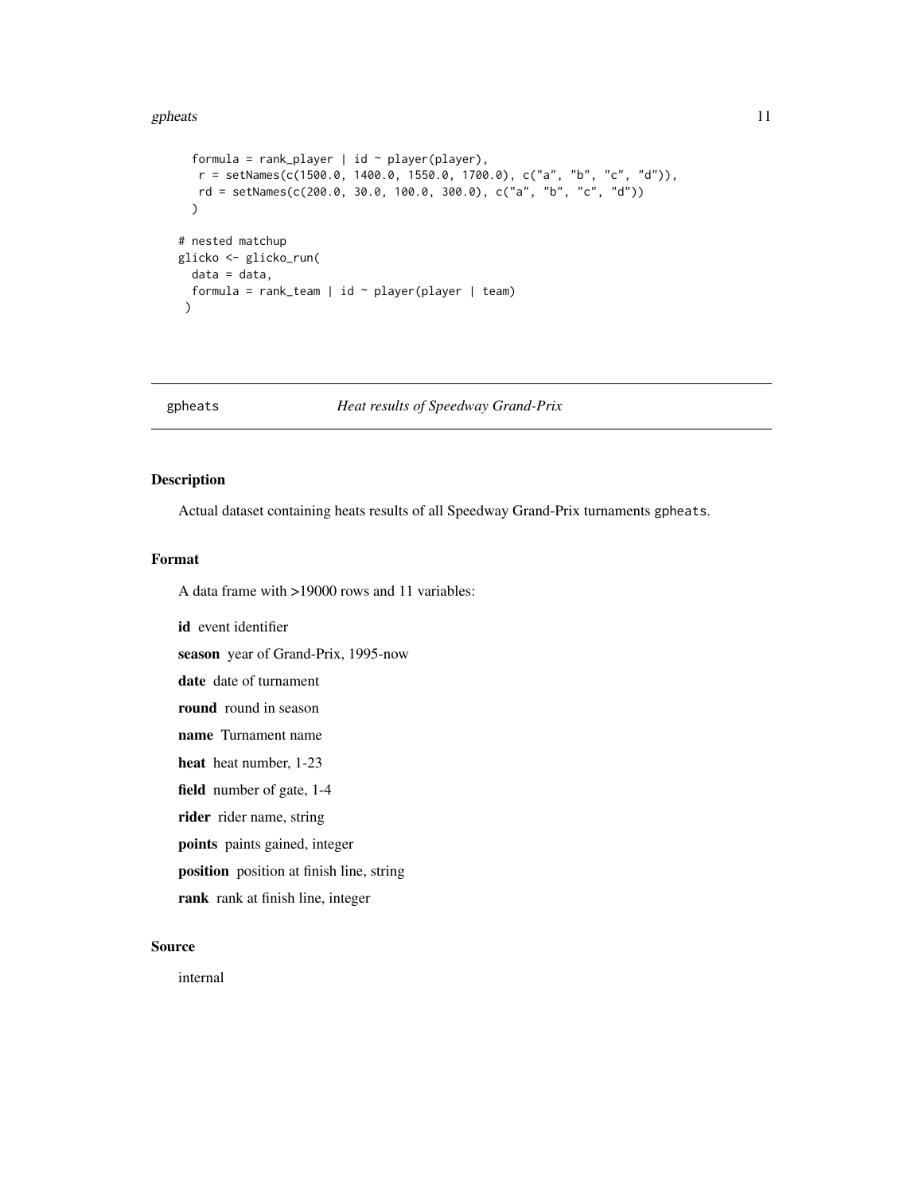```
  formula = rank_player | id ~ player(player),
   r = setNames(c(1500.0, 1400.0, 1550.0, 1700.0), c("a", "b", "c", "d")),
   rd = setNames(c(200.0, 30.0, 100.0, 300.0), c("a", "b", "c", "d"))
  )

# nested matchup
glicko <- glicko_run(
  data = data,
  formula = rank_team | id ~ player(player | team)
 )
```

---

## gpheats — *Heat results of Speedway Grand-Prix*

---

### Description

Actual dataset containing heats results of all Speedway Grand-Prix turnaments gpheats.

### Format

A data frame with >19000 rows and 11 variables:

**id** event identifier

**season** year of Grand-Prix, 1995-now

**date** date of turnament

**round** round in season

**name** Turnament name

**heat** heat number, 1-23

**field** number of gate, 1-4

**rider** rider name, string

**points** paints gained, integer

**position** position at finish line, string

**rank** rank at finish line, integer

### Source

internal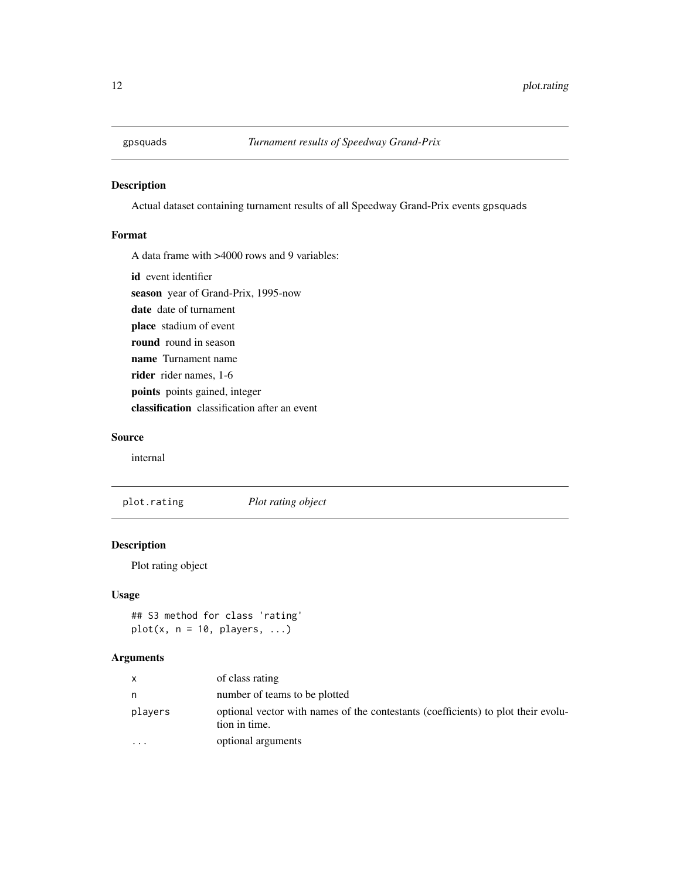## gpsquads *Turnament results of Speedway Grand-Prix*

### Description

Actual dataset containing turnament results of all Speedway Grand-Prix events `gpsquads`

### Format

A data frame with >4000 rows and 9 variables:

**id** event identifier

**season** year of Grand-Prix, 1995-now

**date** date of turnament

**place** stadium of event

**round** round in season

**name** Turnament name

**rider** rider names, 1-6

**points** points gained, integer

**classification** classification after an event

### Source

internal

## plot.rating *Plot rating object*

### Description

Plot rating object

### Usage

```
## S3 method for class 'rating'
plot(x, n = 10, players, ...)
```

### Arguments

| | |
|---|---|
| x | of class rating |
| n | number of teams to be plotted |
| players | optional vector with names of the contestants (coefficients) to plot their evolution in time. |
| ... | optional arguments |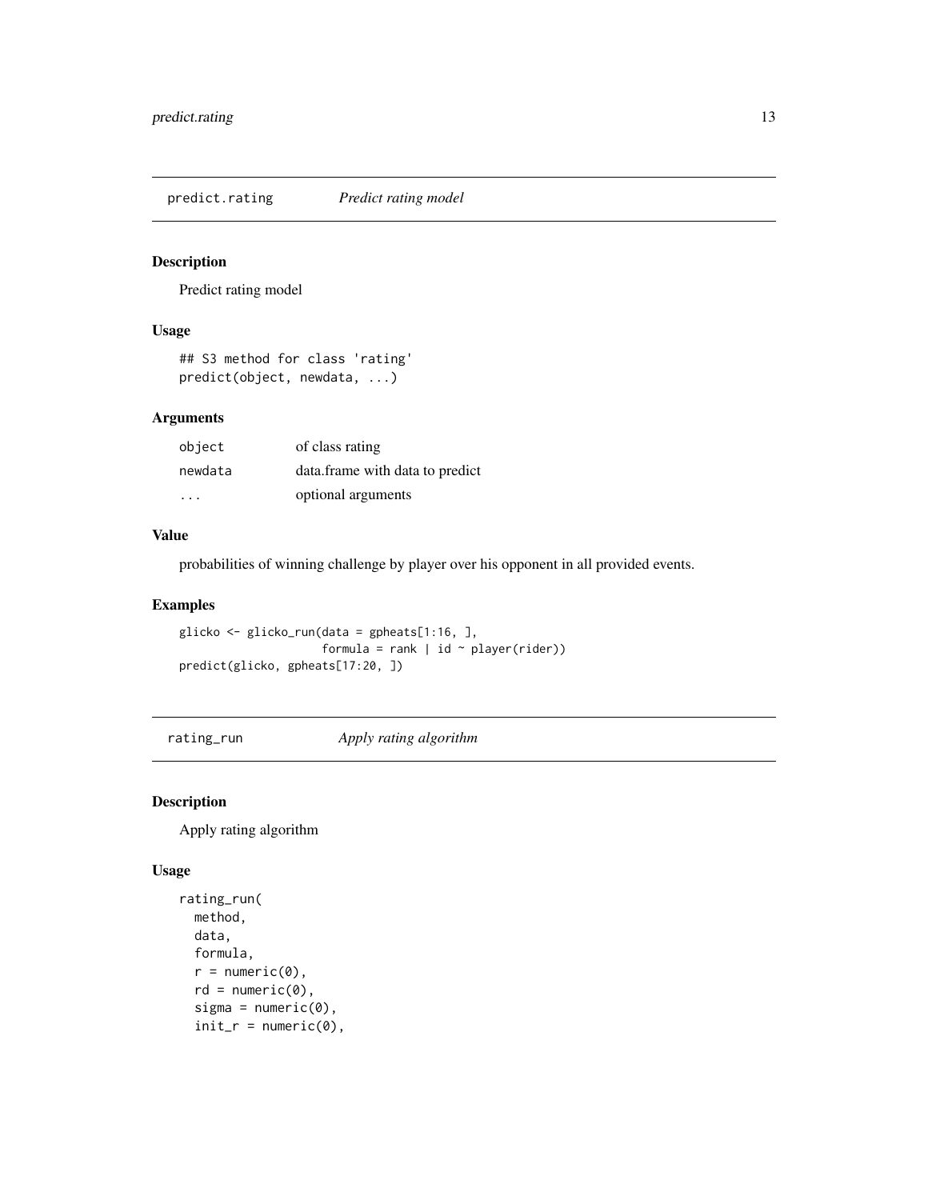## predict.rating *Predict rating model*

### Description

Predict rating model

### Usage

```
## S3 method for class 'rating'
predict(object, newdata, ...)
```

### Arguments

| | |
|---|---|
| object | of class rating |
| newdata | data.frame with data to predict |
| ... | optional arguments |

### Value

probabilities of winning challenge by player over his opponent in all provided events.

### Examples

```
glicko <- glicko_run(data = gpheats[1:16, ],
                     formula = rank | id ~ player(rider))
predict(glicko, gpheats[17:20, ])
```

## rating_run *Apply rating algorithm*

### Description

Apply rating algorithm

### Usage

```
rating_run(
  method,
  data,
  formula,
  r = numeric(0),
  rd = numeric(0),
  sigma = numeric(0),
  init_r = numeric(0),
```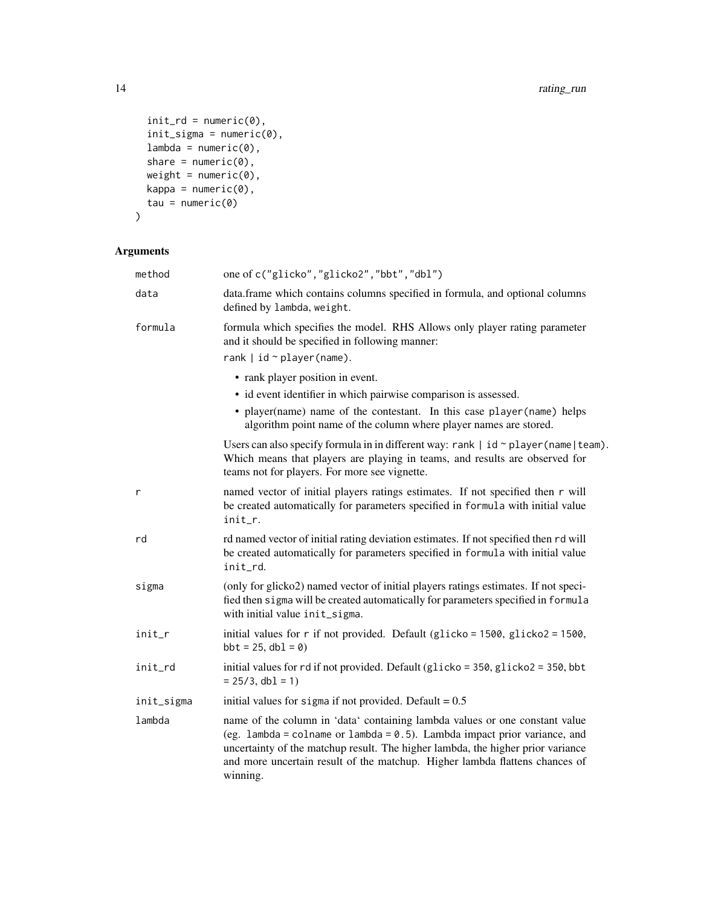```
  init_rd = numeric(0),
  init_sigma = numeric(0),
  lambda = numeric(0),
  share = numeric(0),
  weight = numeric(0),
  kappa = numeric(0),
  tau = numeric(0)
)
```

## Arguments

| Argument | Description |
| --- | --- |
| `method` | one of `c("glicko","glicko2","bbt","dbl")` |
| `data` | data.frame which contains columns specified in formula, and optional columns defined by `lambda`, `weight`. |
| `formula` | formula which specifies the model. RHS Allows only player rating parameter and it should be specified in following manner:<br>`rank \| id ~ player(name)`.<br>• rank player position in event.<br>• id event identifier in which pairwise comparison is assessed.<br>• player(name) name of the contestant. In this case `player(name)` helps algorithm point name of the column where player names are stored.<br>Users can also specify formula in in different way: `rank \| id ~ player(name\|team)`. Which means that players are playing in teams, and results are observed for teams not for players. For more see vignette. |
| `r` | named vector of initial players ratings estimates. If not specified then `r` will be created automatically for parameters specified in `formula` with initial value `init_r`. |
| `rd` | rd named vector of initial rating deviation estimates. If not specified then `rd` will be created automatically for parameters specified in `formula` with initial value `init_rd`. |
| `sigma` | (only for glicko2) named vector of initial players ratings estimates. If not specified then `sigma` will be created automatically for parameters specified in `formula` with initial value `init_sigma`. |
| `init_r` | initial values for `r` if not provided. Default (`glicko = 1500`, `glicko2 = 1500`, `bbt = 25`, `dbl = 0`) |
| `init_rd` | initial values for `rd` if not provided. Default (`glicko = 350`, `glicko2 = 350`, `bbt = 25/3`, `dbl = 1`) |
| `init_sigma` | initial values for `sigma` if not provided. Default = 0.5 |
| `lambda` | name of the column in 'data' containing lambda values or one constant value (eg. `lambda = colname` or `lambda = 0.5`). Lambda impact prior variance, and uncertainty of the matchup result. The higher lambda, the higher prior variance and more uncertain result of the matchup. Higher lambda flattens chances of winning. |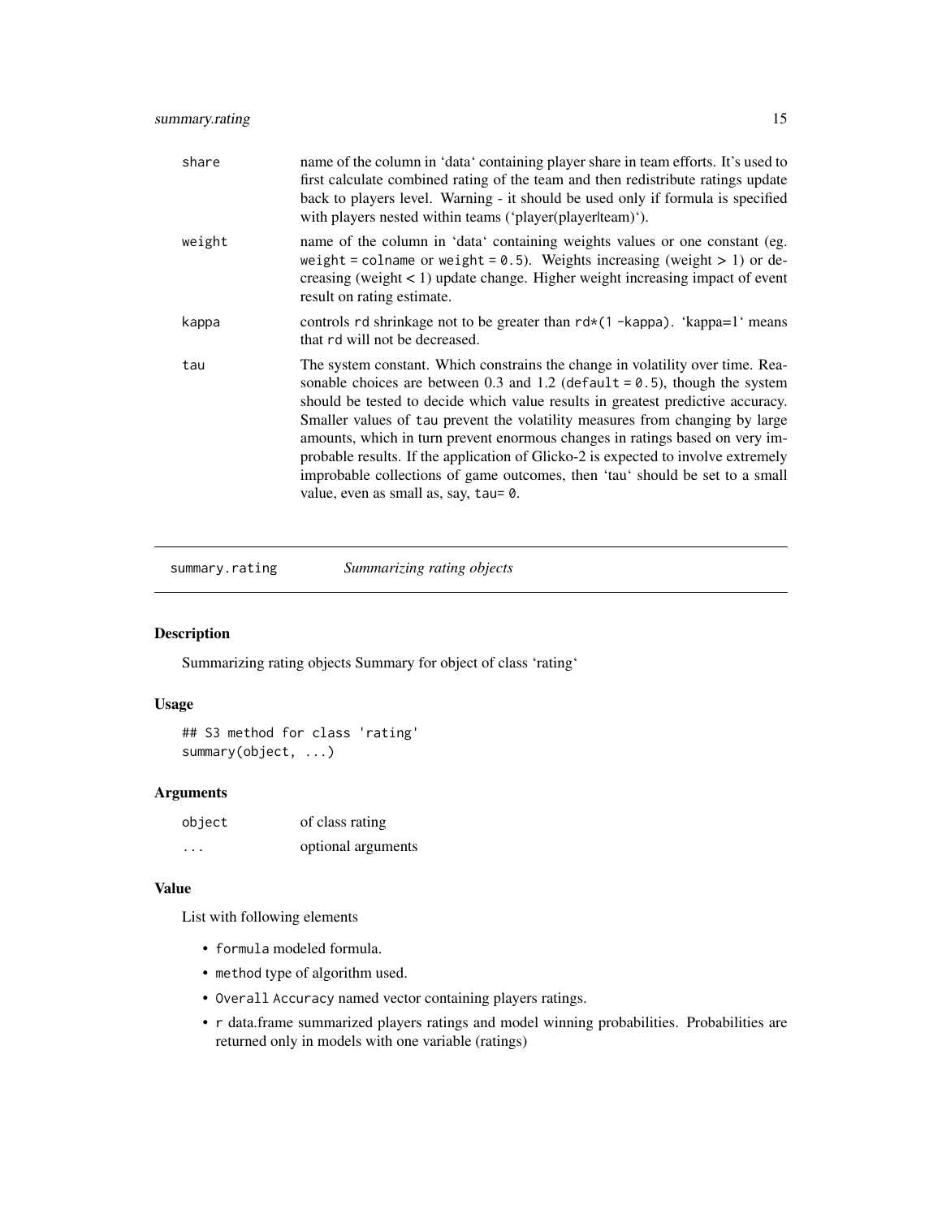| | |
|---|---|
| share | name of the column in 'data' containing player share in team efforts. It's used to first calculate combined rating of the team and then redistribute ratings update back to players level. Warning - it should be used only if formula is specified with players nested within teams ('player(player\|team)'). |
| weight | name of the column in 'data' containing weights values or one constant (eg. `weight = colname` or `weight = 0.5`). Weights increasing (weight > 1) or decreasing (weight < 1) update change. Higher weight increasing impact of event result on rating estimate. |
| kappa | controls `rd` shrinkage not to be greater than `rd*(1 -kappa)`. 'kappa=1' means that `rd` will not be decreased. |
| tau | The system constant. Which constrains the change in volatility over time. Reasonable choices are between 0.3 and 1.2 (`default = 0.5`), though the system should be tested to decide which value results in greatest predictive accuracy. Smaller values of `tau` prevent the volatility measures from changing by large amounts, which in turn prevent enormous changes in ratings based on very improbable results. If the application of Glicko-2 is expected to involve extremely improbable collections of game outcomes, then 'tau' should be set to a small value, even as small as, say, `tau= 0`. |

---

## summary.rating — *Summarizing rating objects*

### Description

Summarizing rating objects Summary for object of class 'rating'

### Usage

```
## S3 method for class 'rating'
summary(object, ...)
```

### Arguments

| | |
|---|---|
| object | of class rating |
| ... | optional arguments |

### Value

List with following elements

- `formula` modeled formula.
- `method` type of algorithm used.
- `Overall Accuracy` named vector containing players ratings.
- `r` data.frame summarized players ratings and model winning probabilities. Probabilities are returned only in models with one variable (ratings)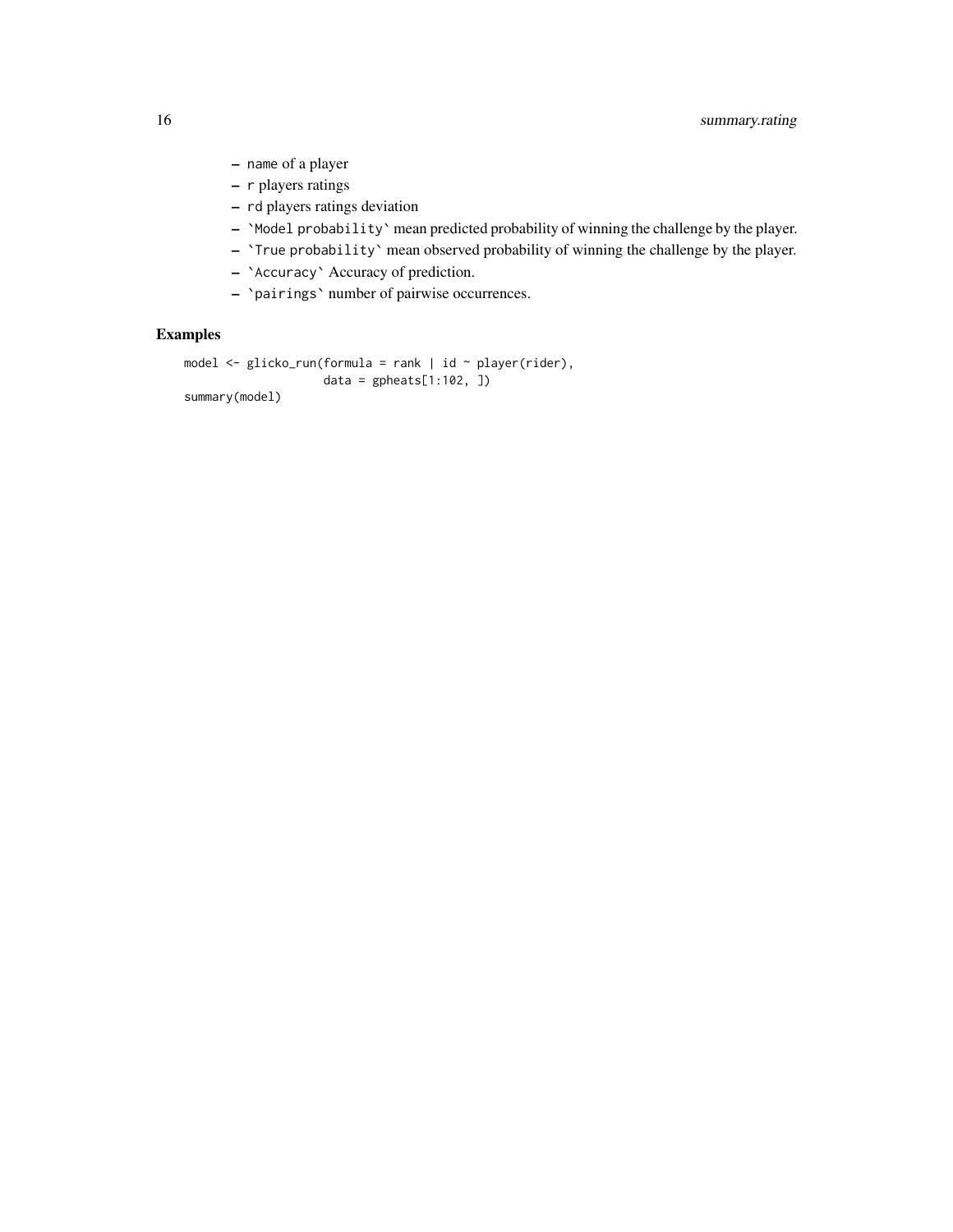- `name` of a player
- `r` players ratings
- `rd` players ratings deviation
- `` `Model probability` `` mean predicted probability of winning the challenge by the player.
- `` `True probability` `` mean observed probability of winning the challenge by the player.
- `` `Accuracy` `` Accuracy of prediction.
- `` `pairings` `` number of pairwise occurrences.

## Examples

```
model <- glicko_run(formula = rank | id ~ player(rider),
                    data = gpheats[1:102, ])
summary(model)
```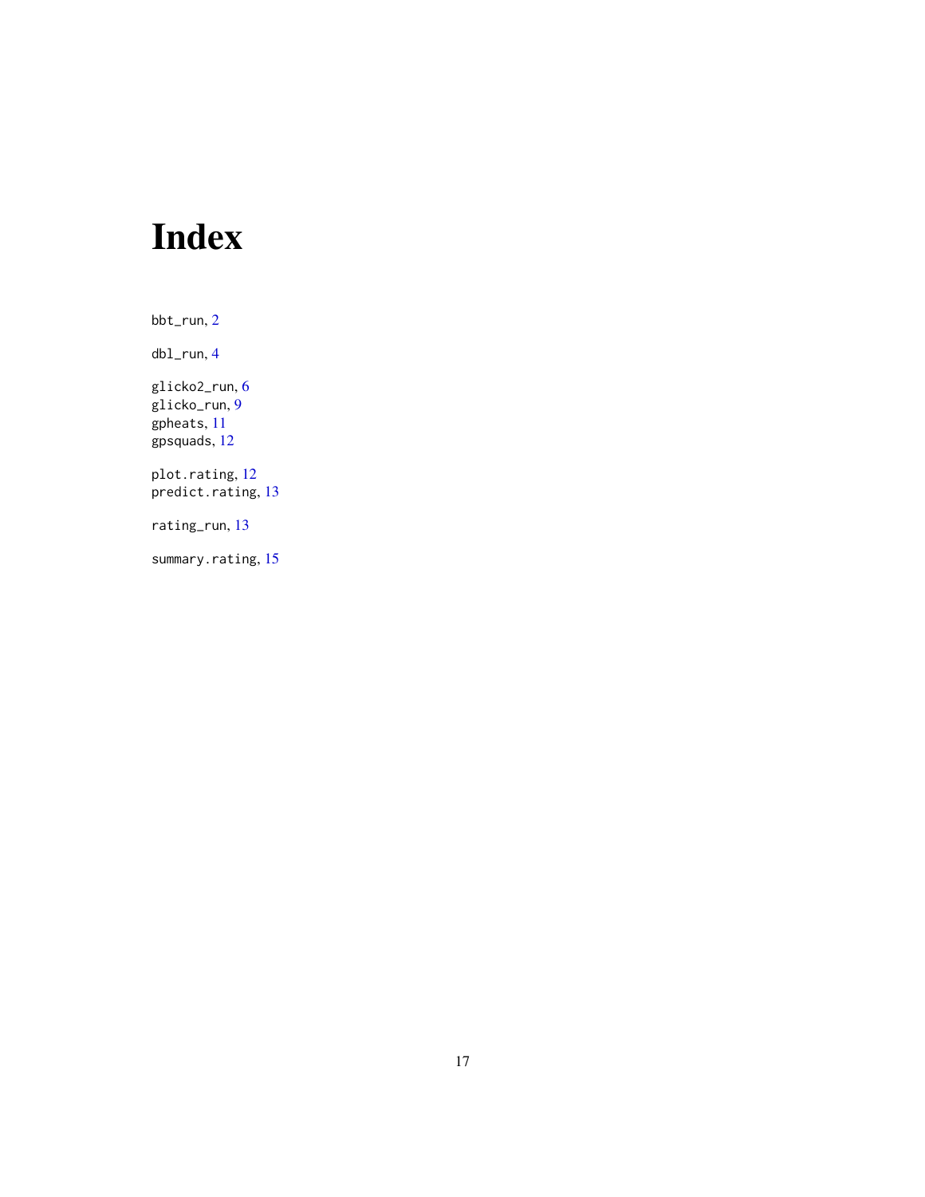# Index

bbt_run, 2

dbl_run, 4

glicko2_run, 6
glicko_run, 9
gpheats, 11
gpsquads, 12

plot.rating, 12
predict.rating, 13

rating_run, 13

summary.rating, 15